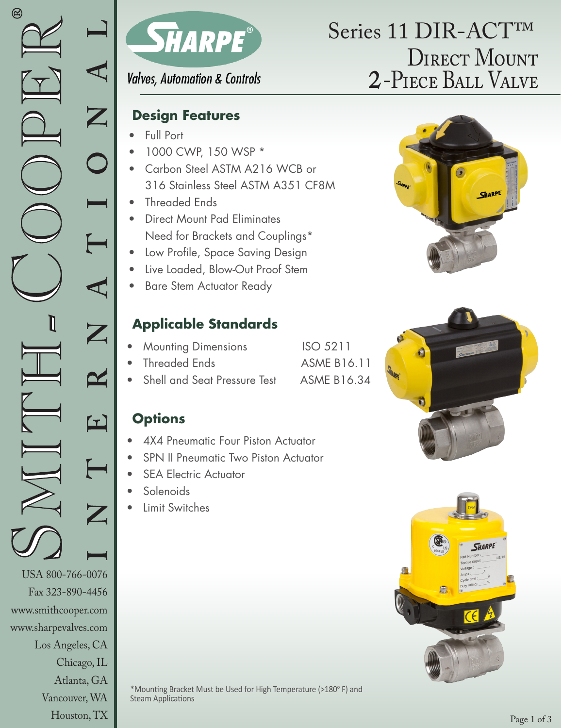# Series 11 DIR-ACT™ Direct Mount 2-Piece Ball Valve

SHARPE®

*Valves, Automation & Controls*

## Design Features

- Full Port
- 1000 CWP, 150 WSP *
- Carbon Steel ASTM A216 WCB or 316 Stainless Steel ASTM A351 CF8M
- Threaded Ends
- Direct Mount Pad Eliminates Need for Brackets and Couplings*
- Low Profile, Space Saving Design
- Live Loaded, Blow-Out Proof Stem
- Bare Stem Actuator Ready

## Applicable Standards

- Mounting Dimensions — ISO 5211
- Threaded Ends — ASME B16.11
- Shell and Seat Pressure Test — ASME B16.34

## Options

- 4X4 Pneumatic Four Piston Actuator
- SPN II Pneumatic Two Piston Actuator
- SEA Electric Actuator
- Solenoids
- Limit Switches

*Mounting Bracket Must be Used for High Temperature (>180° F) and Steam Applications

SMITH-COOPER® INTERNATIONAL

USA 800-766-0076
Fax 323-890-4456
www.smithcooper.com
www.sharpevalves.com
Los Angeles, CA
Chicago, IL
Atlanta, GA
Vancouver, WA
Houston, TX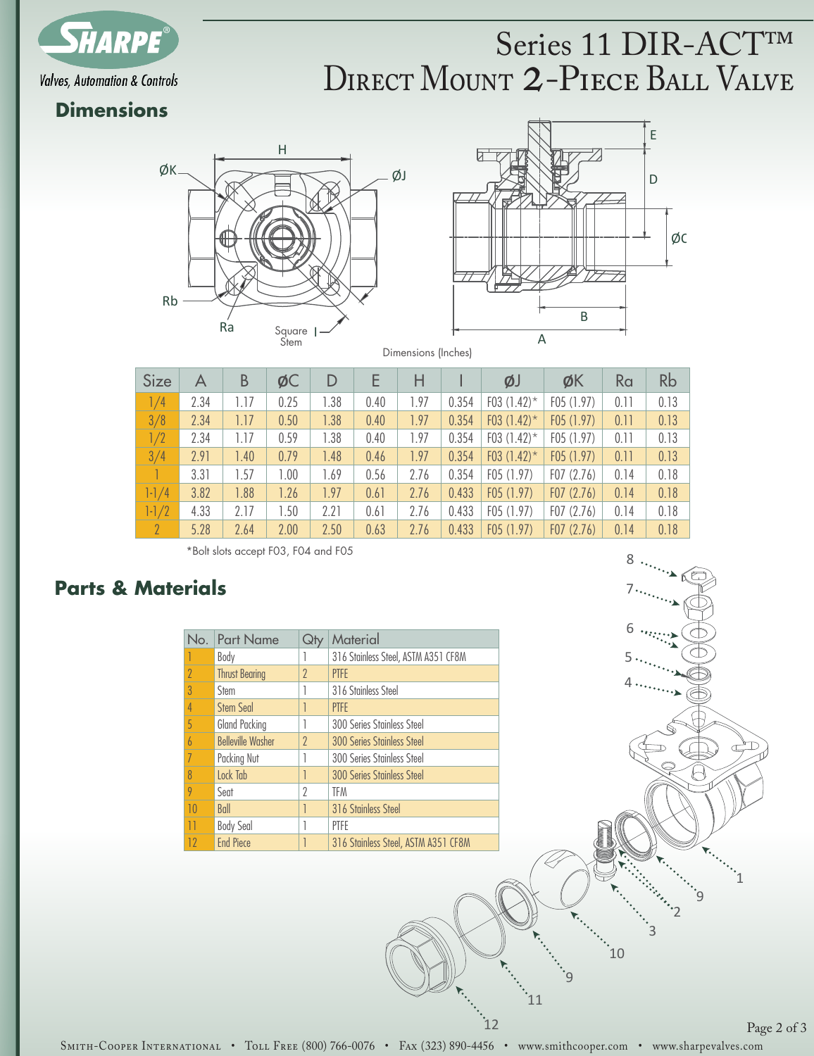# Series 11 DIR-ACT™ Direct Mount 2-Piece Ball Valve

## Dimensions

Dimensions (Inches)

| Size | A | B | ØC | D | E | H | I | ØJ | ØK | Ra | Rb |
|---|---|---|---|---|---|---|---|---|---|---|---|
| 1/4 | 2.34 | 1.17 | 0.25 | 1.38 | 0.40 | 1.97 | 0.354 | F03 (1.42)* | F05 (1.97) | 0.11 | 0.13 |
| 3/8 | 2.34 | 1.17 | 0.50 | 1.38 | 0.40 | 1.97 | 0.354 | F03 (1.42)* | F05 (1.97) | 0.11 | 0.13 |
| 1/2 | 2.34 | 1.17 | 0.59 | 1.38 | 0.40 | 1.97 | 0.354 | F03 (1.42)* | F05 (1.97) | 0.11 | 0.13 |
| 3/4 | 2.91 | 1.40 | 0.79 | 1.48 | 0.46 | 1.97 | 0.354 | F03 (1.42)* | F05 (1.97) | 0.11 | 0.13 |
| 1 | 3.31 | 1.57 | 1.00 | 1.69 | 0.56 | 2.76 | 0.354 | F05 (1.97) | F07 (2.76) | 0.14 | 0.18 |
| 1-1/4 | 3.82 | 1.88 | 1.26 | 1.97 | 0.61 | 2.76 | 0.433 | F05 (1.97) | F07 (2.76) | 0.14 | 0.18 |
| 1-1/2 | 4.33 | 2.17 | 1.50 | 2.21 | 0.61 | 2.76 | 0.433 | F05 (1.97) | F07 (2.76) | 0.14 | 0.18 |
| 2 | 5.28 | 2.64 | 2.00 | 2.50 | 0.63 | 2.76 | 0.433 | F05 (1.97) | F07 (2.76) | 0.14 | 0.18 |

*Bolt slots accept F03, F04 and F05

## Parts & Materials

| No. | Part Name | Qty | Material |
|---|---|---|---|
| 1 | Body | 1 | 316 Stainless Steel, ASTM A351 CF8M |
| 2 | Thrust Bearing | 2 | PTFE |
| 3 | Stem | 1 | 316 Stainless Steel |
| 4 | Stem Seal | 1 | PTFE |
| 5 | Gland Packing | 1 | 300 Series Stainless Steel |
| 6 | Belleville Washer | 2 | 300 Series Stainless Steel |
| 7 | Packing Nut | 1 | 300 Series Stainless Steel |
| 8 | Lock Tab | 1 | 300 Series Stainless Steel |
| 9 | Seat | 2 | TFM |
| 10 | Ball | 1 | 316 Stainless Steel |
| 11 | Body Seal | 1 | PTFE |
| 12 | End Piece | 1 | 316 Stainless Steel, ASTM A351 CF8M |

Smith-Cooper International • Toll Free (800) 766-0076 • Fax (323) 890-4456 • www.smithcooper.com • www.sharpevalves.com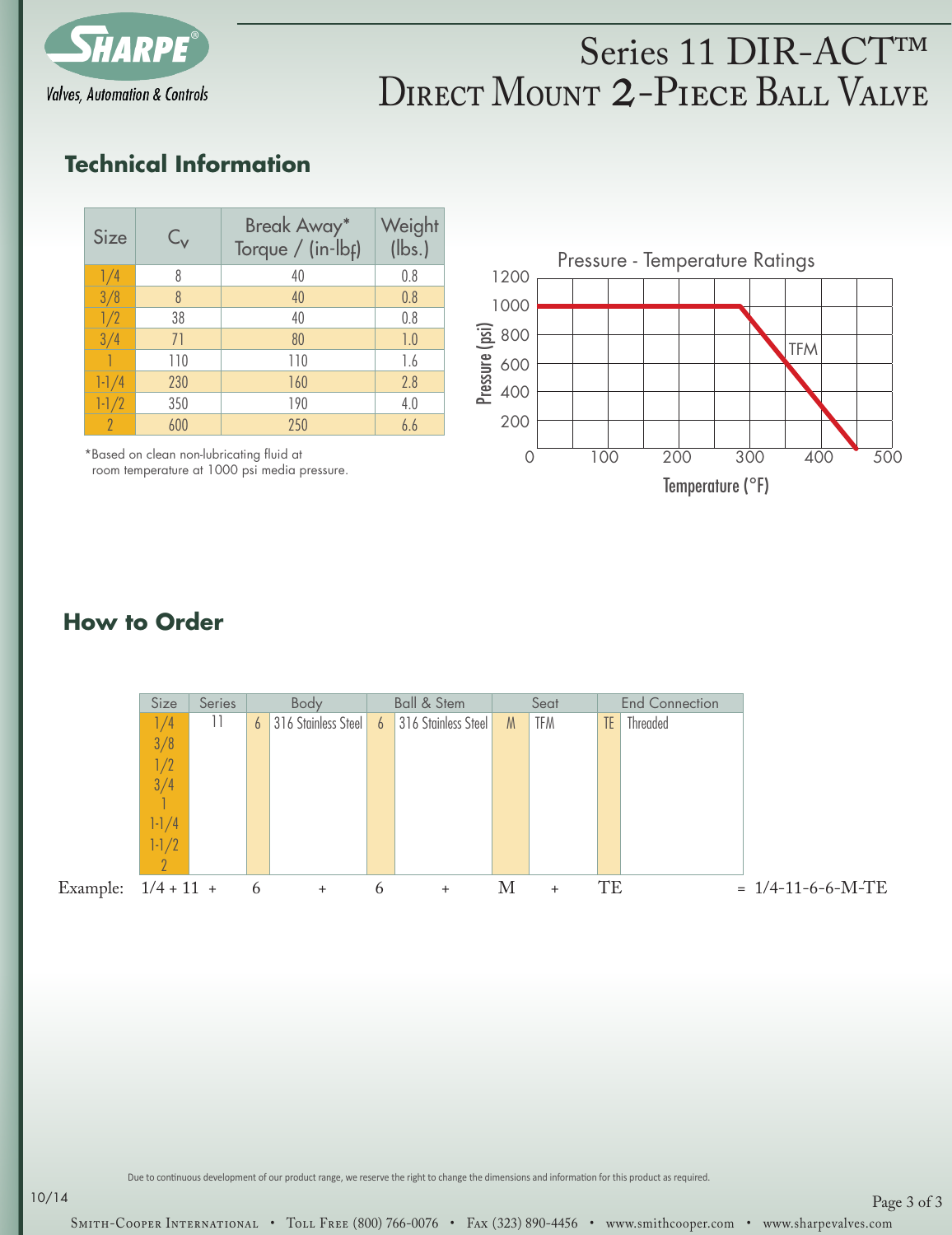# Series 11 DIR-ACT™ Direct Mount 2-Piece Ball Valve

## Technical Information

| Size | $C_v$ | Break Away* Torque / (in-$lb_f$) | Weight (lbs.) |
|---|---|---|---|
| 1/4 | 8 | 40 | 0.8 |
| 3/8 | 8 | 40 | 0.8 |
| 1/2 | 38 | 40 | 0.8 |
| 3/4 | 71 | 80 | 1.0 |
| 1 | 110 | 110 | 1.6 |
| 1-1/4 | 230 | 160 | 2.8 |
| 1-1/2 | 350 | 190 | 4.0 |
| 2 | 600 | 250 | 6.6 |

*Based on clean non-lubricating fluid at room temperature at 1000 psi media pressure.

Pressure - Temperature Ratings

Pressure (psi)

1200
1000
800
600
400
200
0

TFM

0 100 200 300 400 500

Temperature (°F)

## How to Order

| Size | Series | Body | | Ball & Stem | | Seat | | End Connection | |
|---|---|---|---|---|---|---|---|---|---|
| 1/4 | 11 | 6 | 316 Stainless Steel | 6 | 316 Stainless Steel | M | TFM | TE | Threaded |
| 3/8 | | | | | | | | | |
| 1/2 | | | | | | | | | |
| 3/4 | | | | | | | | | |
| 1 | | | | | | | | | |
| 1-1/4 | | | | | | | | | |
| 1-1/2 | | | | | | | | | |
| 2 | | | | | | | | | |

Example: 1/4 + 11 + 6 + 6 + M + TE = 1/4-11-6-6-M-TE

Due to continuous development of our product range, we reserve the right to change the dimensions and information for this product as required.

10/14

Smith-Cooper International • Toll Free (800) 766-0076 • Fax (323) 890-4456 • www.smithcooper.com • www.sharpevalves.com